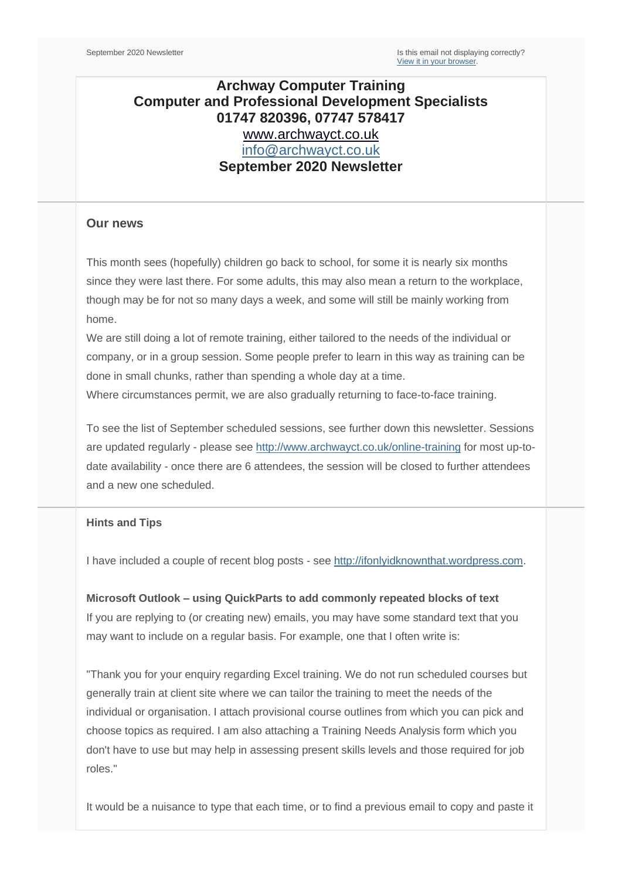September 2020 Newsletter

Is this email not displaying correctly?
View it in your browser.

# Archway Computer Training
# Computer and Professional Development Specialists
# 01747 820396, 07747 578417
# www.archwayct.co.uk
# info@archwayct.co.uk
# September 2020 Newsletter

## Our news

This month sees (hopefully) children go back to school, for some it is nearly six months since they were last there. For some adults, this may also mean a return to the workplace, though may be for not so many days a week, and some will still be mainly working from home.

We are still doing a lot of remote training, either tailored to the needs of the individual or company, or in a group session. Some people prefer to learn in this way as training can be done in small chunks, rather than spending a whole day at a time.

Where circumstances permit, we are also gradually returning to face-to-face training.

To see the list of September scheduled sessions, see further down this newsletter. Sessions are updated regularly - please see http://www.archwayct.co.uk/online-training for most up-to-date availability - once there are 6 attendees, the session will be closed to further attendees and a new one scheduled.

### Hints and Tips

I have included a couple of recent blog posts - see http://ifonlyidknownthat.wordpress.com.

**Microsoft Outlook – using QuickParts to add commonly repeated blocks of text**

If you are replying to (or creating new) emails, you may have some standard text that you may want to include on a regular basis. For example, one that I often write is:

"Thank you for your enquiry regarding Excel training. We do not run scheduled courses but generally train at client site where we can tailor the training to meet the needs of the individual or organisation. I attach provisional course outlines from which you can pick and choose topics as required. I am also attaching a Training Needs Analysis form which you don't have to use but may help in assessing present skills levels and those required for job roles."

It would be a nuisance to type that each time, or to find a previous email to copy and paste it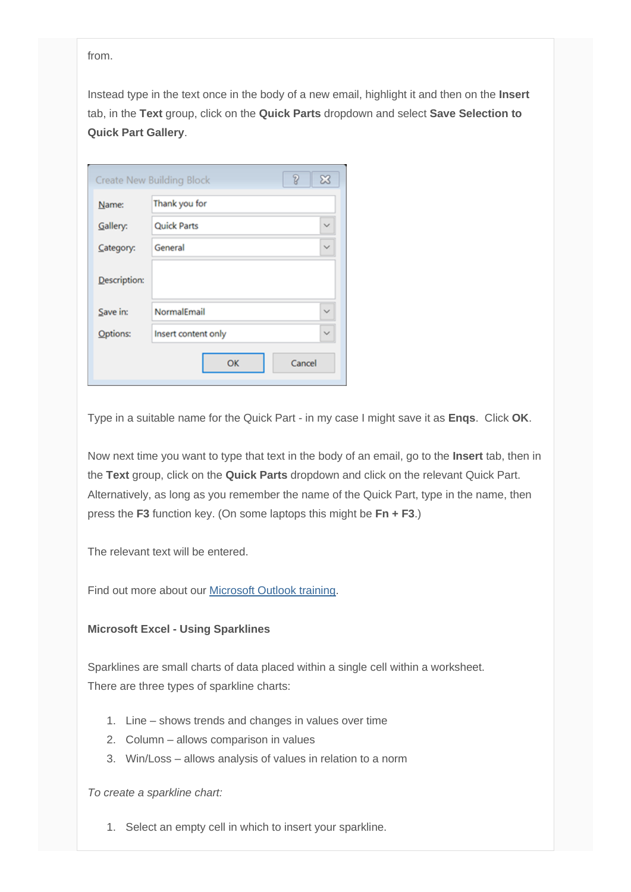from.

Instead type in the text once in the body of a new email, highlight it and then on the **Insert** tab, in the **Text** group, click on the **Quick Parts** dropdown and select **Save Selection to Quick Part Gallery**.

Type in a suitable name for the Quick Part - in my case I might save it as **Enqs**. Click **OK**.

Now next time you want to type that text in the body of an email, go to the **Insert** tab, then in the **Text** group, click on the **Quick Parts** dropdown and click on the relevant Quick Part. Alternatively, as long as you remember the name of the Quick Part, type in the name, then press the **F3** function key. (On some laptops this might be **Fn + F3**.)

The relevant text will be entered.

Find out more about our [Microsoft Outlook training](Microsoft Outlook training).

**Microsoft Excel - Using Sparklines**

Sparklines are small charts of data placed within a single cell within a worksheet.
There are three types of sparkline charts:

1. Line – shows trends and changes in values over time
2. Column – allows comparison in values
3. Win/Loss – allows analysis of values in relation to a norm

*To create a sparkline chart:*

1. Select an empty cell in which to insert your sparkline.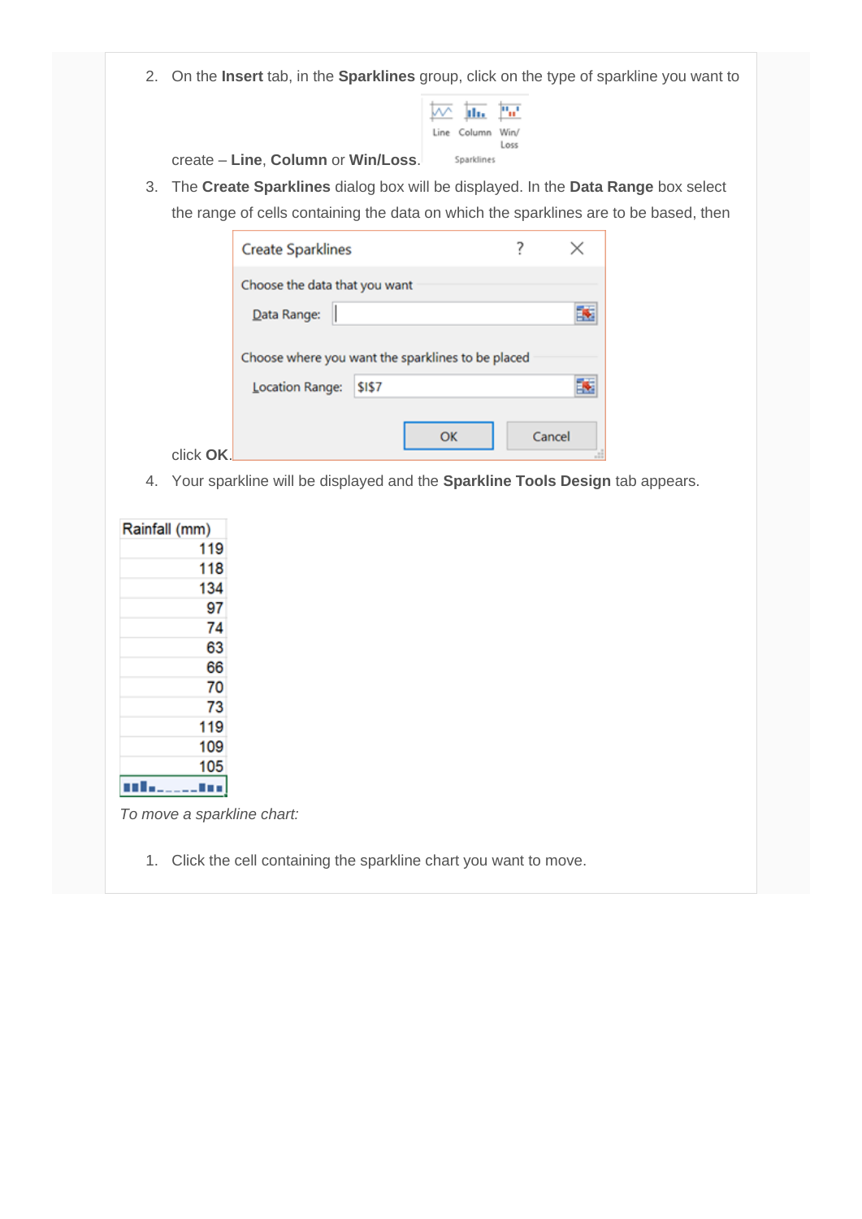2. On the **Insert** tab, in the **Sparklines** group, click on the type of sparkline you want to create – **Line**, **Column** or **Win/Loss**.

3. The **Create Sparklines** dialog box will be displayed. In the **Data Range** box select the range of cells containing the data on which the sparklines are to be based, then click **OK**.

4. Your sparkline will be displayed and the **Sparkline Tools Design** tab appears.

| Rainfall (mm) |
|---:|
| 119 |
| 118 |
| 134 |
| 97 |
| 74 |
| 63 |
| 66 |
| 70 |
| 73 |
| 119 |
| 109 |
| 105 |

*To move a sparkline chart:*

1. Click the cell containing the sparkline chart you want to move.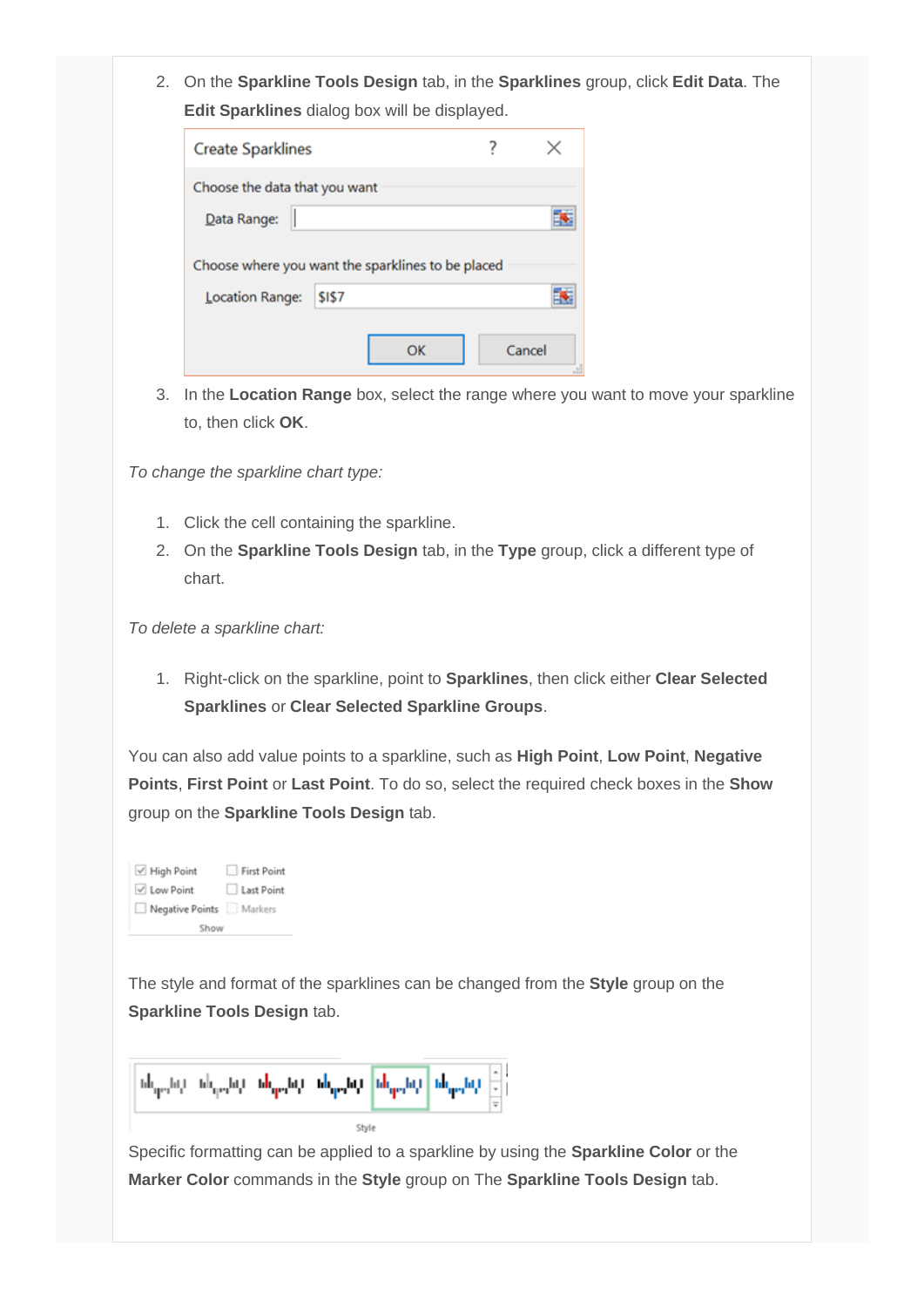2. On the **Sparkline Tools Design** tab, in the **Sparklines** group, click **Edit Data**. The **Edit Sparklines** dialog box will be displayed.

3. In the **Location Range** box, select the range where you want to move your sparkline to, then click **OK**.

*To change the sparkline chart type:*

1. Click the cell containing the sparkline.
2. On the **Sparkline Tools Design** tab, in the **Type** group, click a different type of chart.

*To delete a sparkline chart:*

1. Right-click on the sparkline, point to **Sparklines**, then click either **Clear Selected Sparklines** or **Clear Selected Sparkline Groups**.

You can also add value points to a sparkline, such as **High Point**, **Low Point**, **Negative Points**, **First Point** or **Last Point**. To do so, select the required check boxes in the **Show** group on the **Sparkline Tools Design** tab.

The style and format of the sparklines can be changed from the **Style** group on the **Sparkline Tools Design** tab.

Specific formatting can be applied to a sparkline by using the **Sparkline Color** or the **Marker Color** commands in the **Style** group on The **Sparkline Tools Design** tab.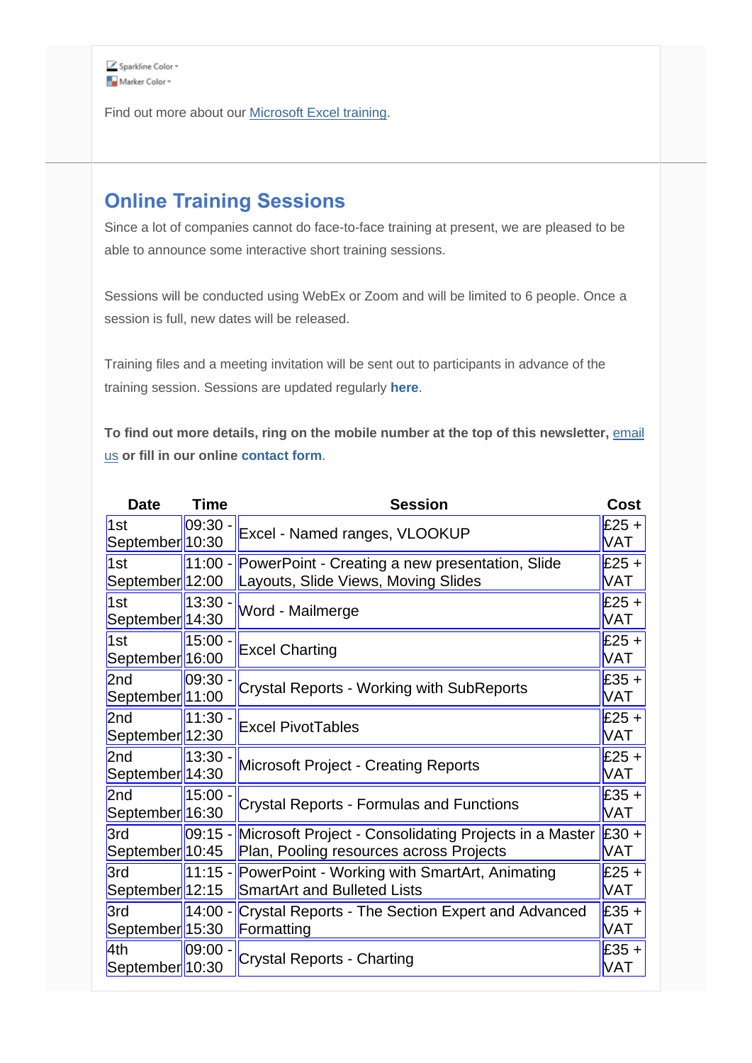Sparkline Color ▾
Marker Color ▾

Find out more about our Microsoft Excel training.

## Online Training Sessions

Since a lot of companies cannot do face-to-face training at present, we are pleased to be able to announce some interactive short training sessions.

Sessions will be conducted using WebEx or Zoom and will be limited to 6 people. Once a session is full, new dates will be released.

Training files and a meeting invitation will be sent out to participants in advance of the training session. Sessions are updated regularly **here**.

**To find out more details, ring on the mobile number at the top of this newsletter, email us or fill in our online contact form.**

| Date | Time | Session | Cost |
|---|---|---|---|
| 1st September | 09:30 - 10:30 | Excel - Named ranges, VLOOKUP | £25 + VAT |
| 1st September | 11:00 - 12:00 | PowerPoint - Creating a new presentation, Slide Layouts, Slide Views, Moving Slides | £25 + VAT |
| 1st September | 13:30 - 14:30 | Word - Mailmerge | £25 + VAT |
| 1st September | 15:00 - 16:00 | Excel Charting | £25 + VAT |
| 2nd September | 09:30 - 11:00 | Crystal Reports - Working with SubReports | £35 + VAT |
| 2nd September | 11:30 - 12:30 | Excel PivotTables | £25 + VAT |
| 2nd September | 13:30 - 14:30 | Microsoft Project - Creating Reports | £25 + VAT |
| 2nd September | 15:00 - 16:30 | Crystal Reports - Formulas and Functions | £35 + VAT |
| 3rd September | 09:15 - 10:45 | Microsoft Project - Consolidating Projects in a Master Plan, Pooling resources across Projects | £30 + VAT |
| 3rd September | 11:15 - 12:15 | PowerPoint - Working with SmartArt, Animating SmartArt and Bulleted Lists | £25 + VAT |
| 3rd September | 14:00 - 15:30 | Crystal Reports - The Section Expert and Advanced Formatting | £35 + VAT |
| 4th September | 09:00 - 10:30 | Crystal Reports - Charting | £35 + VAT |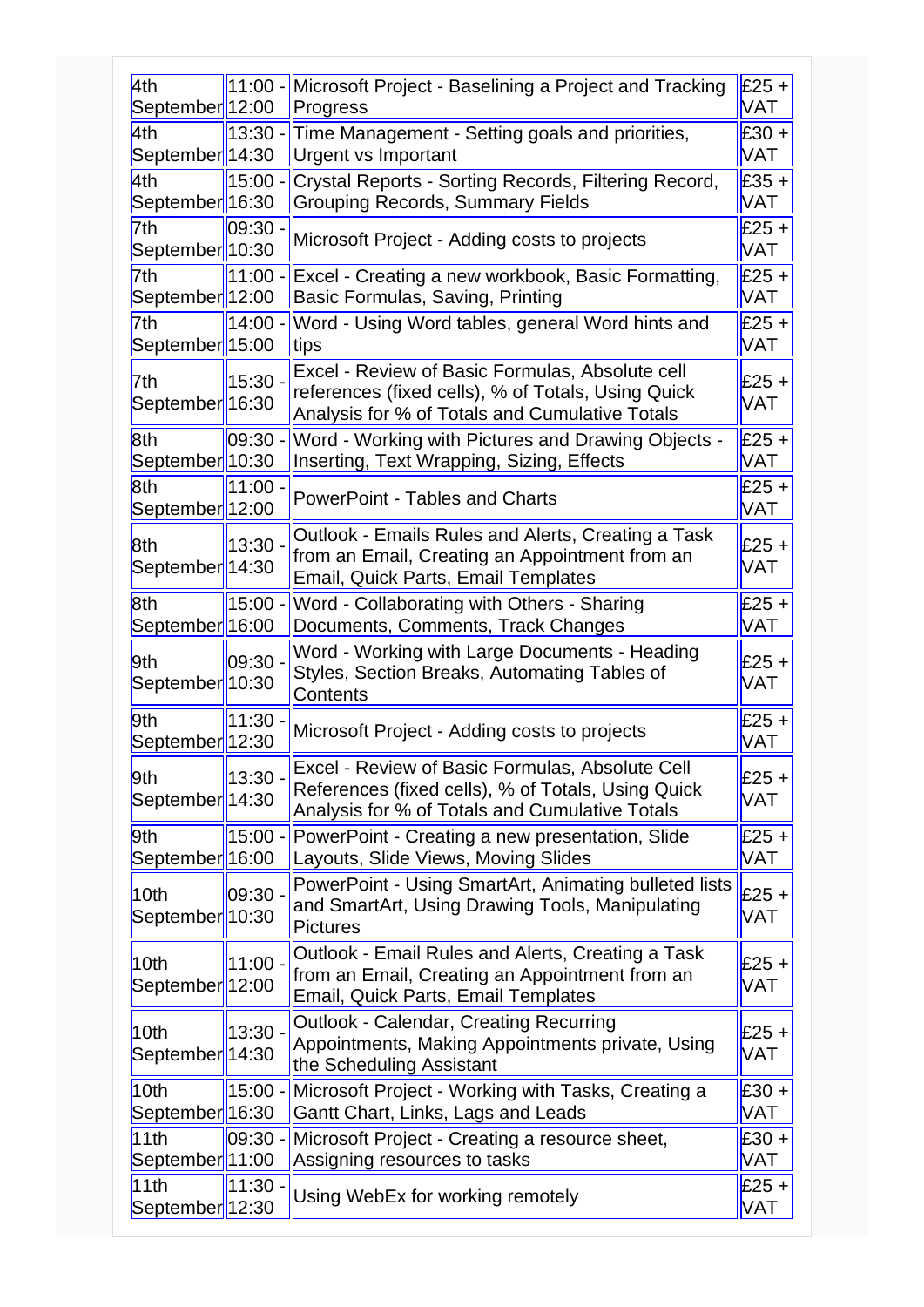| | | | |
|---|---|---|---|
| 4th September | 11:00 - 12:00 | Microsoft Project - Baselining a Project and Tracking Progress | £25 + VAT |
| 4th September | 13:30 - 14:30 | Time Management - Setting goals and priorities, Urgent vs Important | £30 + VAT |
| 4th September | 15:00 - 16:30 | Crystal Reports - Sorting Records, Filtering Record, Grouping Records, Summary Fields | £35 + VAT |
| 7th September | 09:30 - 10:30 | Microsoft Project - Adding costs to projects | £25 + VAT |
| 7th September | 11:00 - 12:00 | Excel - Creating a new workbook, Basic Formatting, Basic Formulas, Saving, Printing | £25 + VAT |
| 7th September | 14:00 - 15:00 | Word - Using Word tables, general Word hints and tips | £25 + VAT |
| 7th September | 15:30 - 16:30 | Excel - Review of Basic Formulas, Absolute cell references (fixed cells), % of Totals, Using Quick Analysis for % of Totals and Cumulative Totals | £25 + VAT |
| 8th September | 09:30 - 10:30 | Word - Working with Pictures and Drawing Objects - Inserting, Text Wrapping, Sizing, Effects | £25 + VAT |
| 8th September | 11:00 - 12:00 | PowerPoint - Tables and Charts | £25 + VAT |
| 8th September | 13:30 - 14:30 | Outlook - Emails Rules and Alerts, Creating a Task from an Email, Creating an Appointment from an Email, Quick Parts, Email Templates | £25 + VAT |
| 8th September | 15:00 - 16:00 | Word - Collaborating with Others - Sharing Documents, Comments, Track Changes | £25 + VAT |
| 9th September | 09:30 - 10:30 | Word - Working with Large Documents - Heading Styles, Section Breaks, Automating Tables of Contents | £25 + VAT |
| 9th September | 11:30 - 12:30 | Microsoft Project - Adding costs to projects | £25 + VAT |
| 9th September | 13:30 - 14:30 | Excel - Review of Basic Formulas, Absolute Cell References (fixed cells), % of Totals, Using Quick Analysis for % of Totals and Cumulative Totals | £25 + VAT |
| 9th September | 15:00 - 16:00 | PowerPoint - Creating a new presentation, Slide Layouts, Slide Views, Moving Slides | £25 + VAT |
| 10th September | 09:30 - 10:30 | PowerPoint - Using SmartArt, Animating bulleted lists and SmartArt, Using Drawing Tools, Manipulating Pictures | £25 + VAT |
| 10th September | 11:00 - 12:00 | Outlook - Email Rules and Alerts, Creating a Task from an Email, Creating an Appointment from an Email, Quick Parts, Email Templates | £25 + VAT |
| 10th September | 13:30 - 14:30 | Outlook - Calendar, Creating Recurring Appointments, Making Appointments private, Using the Scheduling Assistant | £25 + VAT |
| 10th September | 15:00 - 16:30 | Microsoft Project - Working with Tasks, Creating a Gantt Chart, Links, Lags and Leads | £30 + VAT |
| 11th September | 09:30 - 11:00 | Microsoft Project - Creating a resource sheet, Assigning resources to tasks | £30 + VAT |
| 11th September | 11:30 - 12:30 | Using WebEx for working remotely | £25 + VAT |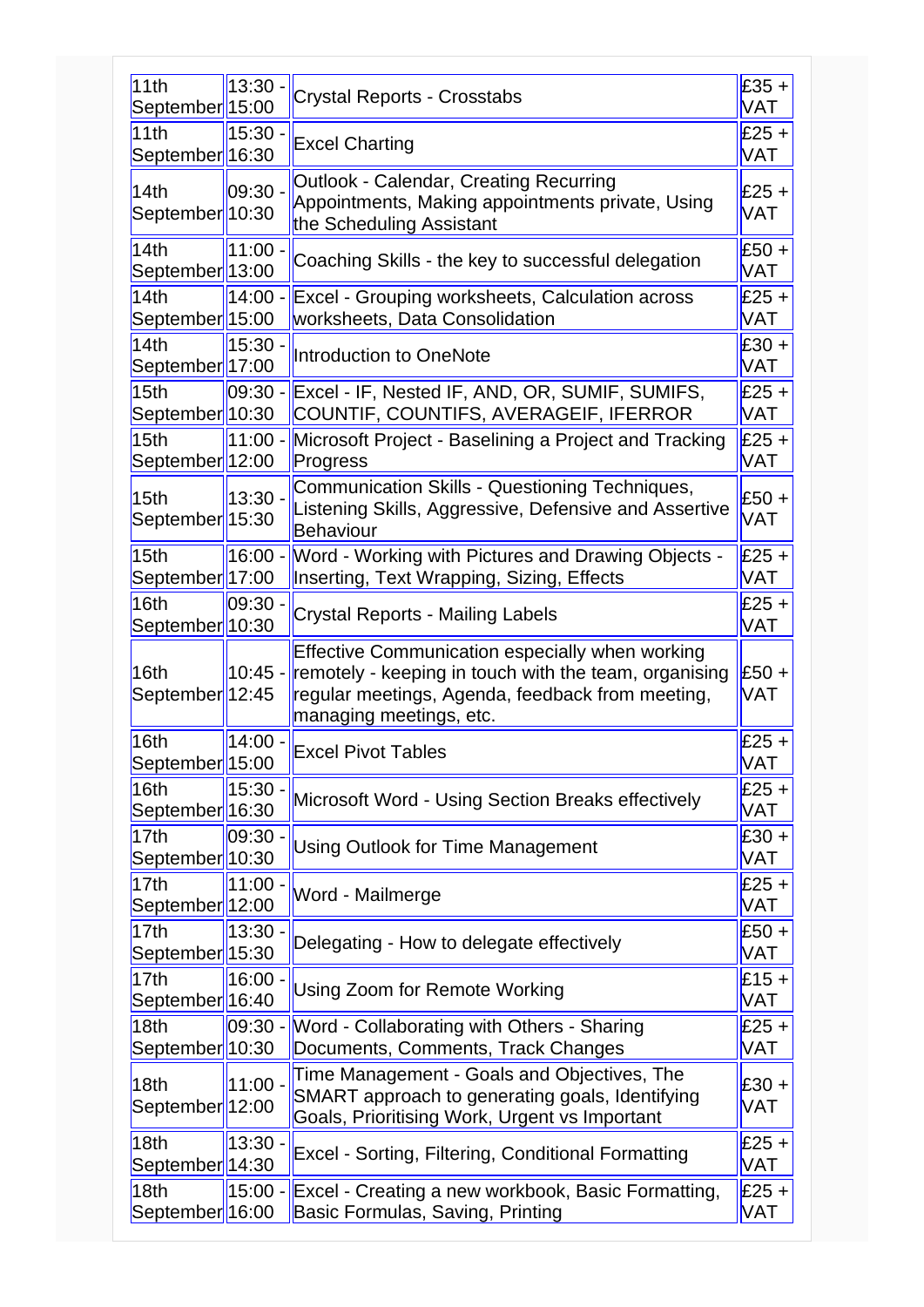| | | | |
|---|---|---|---|
| 11th September | 13:30 - 15:00 | Crystal Reports - Crosstabs | £35 + VAT |
| 11th September | 15:30 - 16:30 | Excel Charting | £25 + VAT |
| 14th September | 09:30 - 10:30 | Outlook - Calendar, Creating Recurring Appointments, Making appointments private, Using the Scheduling Assistant | £25 + VAT |
| 14th September | 11:00 - 13:00 | Coaching Skills - the key to successful delegation | £50 + VAT |
| 14th September | 14:00 - 15:00 | Excel - Grouping worksheets, Calculation across worksheets, Data Consolidation | £25 + VAT |
| 14th September | 15:30 - 17:00 | Introduction to OneNote | £30 + VAT |
| 15th September | 09:30 - 10:30 | Excel - IF, Nested IF, AND, OR, SUMIF, SUMIFS, COUNTIF, COUNTIFS, AVERAGEIF, IFERROR | £25 + VAT |
| 15th September | 11:00 - 12:00 | Microsoft Project - Baselining a Project and Tracking Progress | £25 + VAT |
| 15th September | 13:30 - 15:30 | Communication Skills - Questioning Techniques, Listening Skills, Aggressive, Defensive and Assertive Behaviour | £50 + VAT |
| 15th September | 16:00 - 17:00 | Word - Working with Pictures and Drawing Objects - Inserting, Text Wrapping, Sizing, Effects | £25 + VAT |
| 16th September | 09:30 - 10:30 | Crystal Reports - Mailing Labels | £25 + VAT |
| 16th September | 10:45 - 12:45 | Effective Communication especially when working remotely - keeping in touch with the team, organising regular meetings, Agenda, feedback from meeting, managing meetings, etc. | £50 + VAT |
| 16th September | 14:00 - 15:00 | Excel Pivot Tables | £25 + VAT |
| 16th September | 15:30 - 16:30 | Microsoft Word - Using Section Breaks effectively | £25 + VAT |
| 17th September | 09:30 - 10:30 | Using Outlook for Time Management | £30 + VAT |
| 17th September | 11:00 - 12:00 | Word - Mailmerge | £25 + VAT |
| 17th September | 13:30 - 15:30 | Delegating - How to delegate effectively | £50 + VAT |
| 17th September | 16:00 - 16:40 | Using Zoom for Remote Working | £15 + VAT |
| 18th September | 09:30 - 10:30 | Word - Collaborating with Others - Sharing Documents, Comments, Track Changes | £25 + VAT |
| 18th September | 11:00 - 12:00 | Time Management - Goals and Objectives, The SMART approach to generating goals, Identifying Goals, Prioritising Work, Urgent vs Important | £30 + VAT |
| 18th September | 13:30 - 14:30 | Excel - Sorting, Filtering, Conditional Formatting | £25 + VAT |
| 18th September | 15:00 - 16:00 | Excel - Creating a new workbook, Basic Formatting, Basic Formulas, Saving, Printing | £25 + VAT |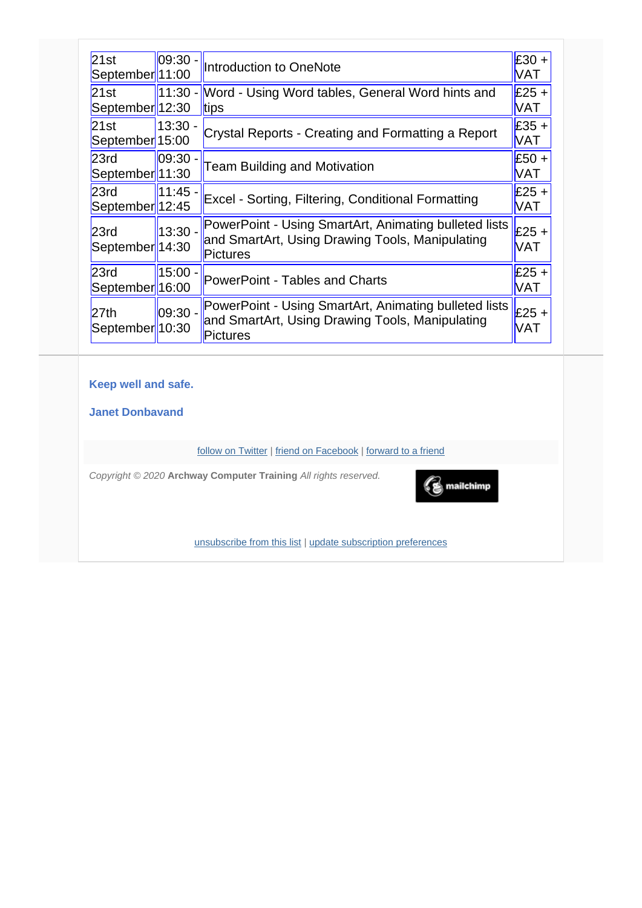| | | | |
|---|---|---|---|
| 21st September | 09:30 - 11:00 | Introduction to OneNote | £30 + VAT |
| 21st September | 11:30 - 12:30 | Word - Using Word tables, General Word hints and tips | £25 + VAT |
| 21st September | 13:30 - 15:00 | Crystal Reports - Creating and Formatting a Report | £35 + VAT |
| 23rd September | 09:30 - 11:30 | Team Building and Motivation | £50 + VAT |
| 23rd September | 11:45 - 12:45 | Excel - Sorting, Filtering, Conditional Formatting | £25 + VAT |
| 23rd September | 13:30 - 14:30 | PowerPoint - Using SmartArt, Animating bulleted lists and SmartArt, Using Drawing Tools, Manipulating Pictures | £25 + VAT |
| 23rd September | 15:00 - 16:00 | PowerPoint - Tables and Charts | £25 + VAT |
| 27th September | 09:30 - 10:30 | PowerPoint - Using SmartArt, Animating bulleted lists and SmartArt, Using Drawing Tools, Manipulating Pictures | £25 + VAT |

**Keep well and safe.**

**Janet Donbavand**

follow on Twitter | friend on Facebook | forward to a friend

*Copyright © 2020* **Archway Computer Training** *All rights reserved.*

mailchimp

unsubscribe from this list | update subscription preferences